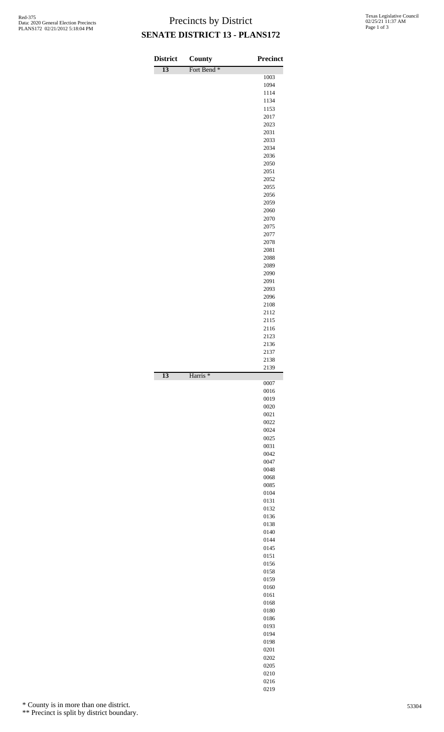# Precincts by District

## SENATE DISTRICT 13 - PLANS172

| District | County | Precinct |
|---|---|---|
| 13 | Fort Bend * | |
| | | 1003 |
| | | 1094 |
| | | 1114 |
| | | 1134 |
| | | 1153 |
| | | 2017 |
| | | 2023 |
| | | 2031 |
| | | 2033 |
| | | 2034 |
| | | 2036 |
| | | 2050 |
| | | 2051 |
| | | 2052 |
| | | 2055 |
| | | 2056 |
| | | 2059 |
| | | 2060 |
| | | 2070 |
| | | 2075 |
| | | 2077 |
| | | 2078 |
| | | 2081 |
| | | 2088 |
| | | 2089 |
| | | 2090 |
| | | 2091 |
| | | 2093 |
| | | 2096 |
| | | 2108 |
| | | 2112 |
| | | 2115 |
| | | 2116 |
| | | 2123 |
| | | 2136 |
| | | 2137 |
| | | 2138 |
| | | 2139 |
| 13 | Harris * | |
| | | 0007 |
| | | 0016 |
| | | 0019 |
| | | 0020 |
| | | 0021 |
| | | 0022 |
| | | 0024 |
| | | 0025 |
| | | 0031 |
| | | 0042 |
| | | 0047 |
| | | 0048 |
| | | 0068 |
| | | 0085 |
| | | 0104 |
| | | 0131 |
| | | 0132 |
| | | 0136 |
| | | 0138 |
| | | 0140 |
| | | 0144 |
| | | 0145 |
| | | 0151 |
| | | 0156 |
| | | 0158 |
| | | 0159 |
| | | 0160 |
| | | 0161 |
| | | 0168 |
| | | 0180 |
| | | 0186 |
| | | 0193 |
| | | 0194 |
| | | 0198 |
| | | 0201 |
| | | 0202 |
| | | 0205 |
| | | 0210 |
| | | 0216 |
| | | 0219 |

\* County is in more than one district.

\*\* Precinct is split by district boundary.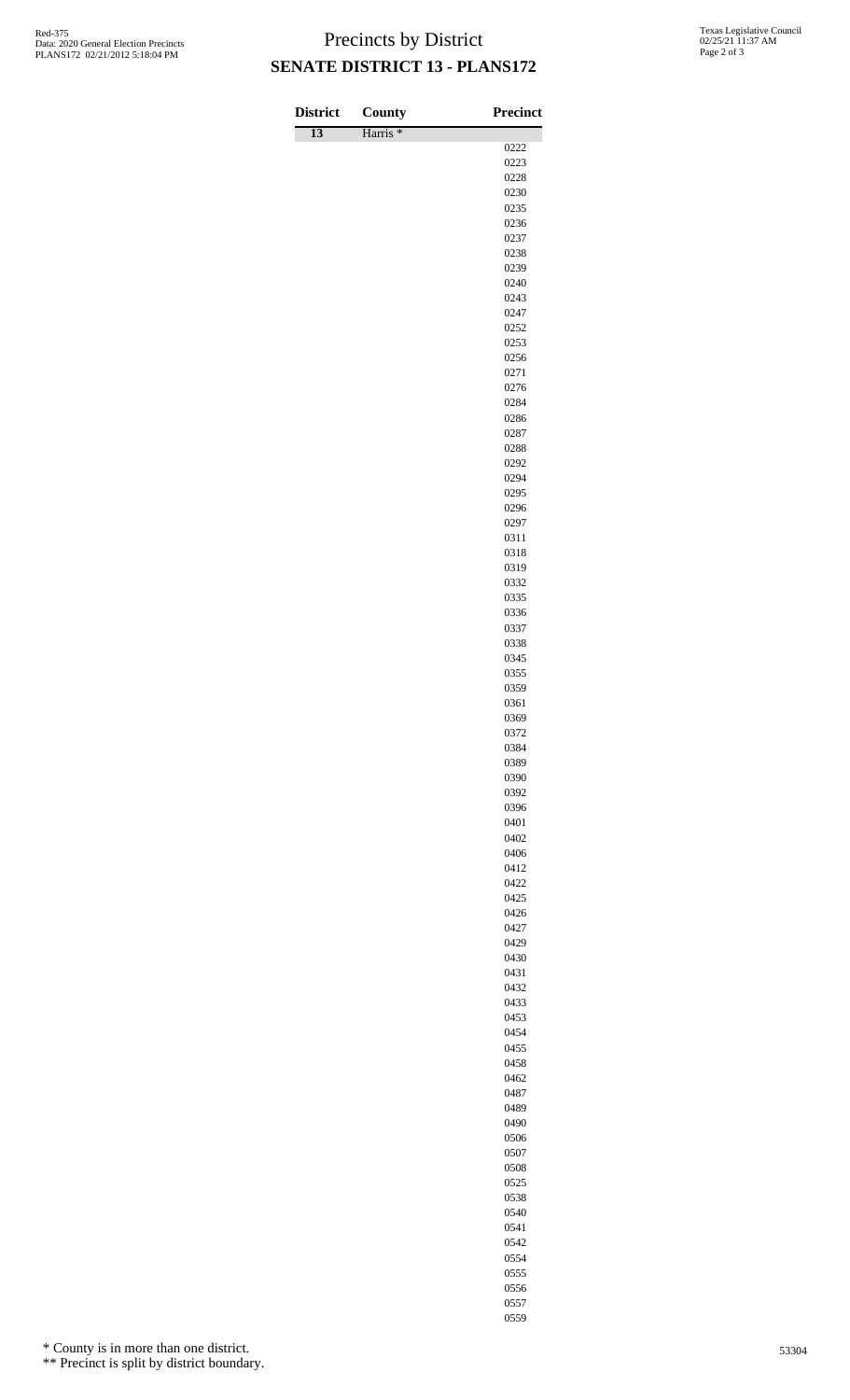# Precincts by District

## SENATE DISTRICT 13 - PLANS172

| District | County | Precinct |
|---|---|---|
| 13 | Harris * | |
| | | 0222 |
| | | 0223 |
| | | 0228 |
| | | 0230 |
| | | 0235 |
| | | 0236 |
| | | 0237 |
| | | 0238 |
| | | 0239 |
| | | 0240 |
| | | 0243 |
| | | 0247 |
| | | 0252 |
| | | 0253 |
| | | 0256 |
| | | 0271 |
| | | 0276 |
| | | 0284 |
| | | 0286 |
| | | 0287 |
| | | 0288 |
| | | 0292 |
| | | 0294 |
| | | 0295 |
| | | 0296 |
| | | 0297 |
| | | 0311 |
| | | 0318 |
| | | 0319 |
| | | 0332 |
| | | 0335 |
| | | 0336 |
| | | 0337 |
| | | 0338 |
| | | 0345 |
| | | 0355 |
| | | 0359 |
| | | 0361 |
| | | 0369 |
| | | 0372 |
| | | 0384 |
| | | 0389 |
| | | 0390 |
| | | 0392 |
| | | 0396 |
| | | 0401 |
| | | 0402 |
| | | 0406 |
| | | 0412 |
| | | 0422 |
| | | 0425 |
| | | 0426 |
| | | 0427 |
| | | 0429 |
| | | 0430 |
| | | 0431 |
| | | 0432 |
| | | 0433 |
| | | 0453 |
| | | 0454 |
| | | 0455 |
| | | 0458 |
| | | 0462 |
| | | 0487 |
| | | 0489 |
| | | 0490 |
| | | 0506 |
| | | 0507 |
| | | 0508 |
| | | 0525 |
| | | 0538 |
| | | 0540 |
| | | 0541 |
| | | 0542 |
| | | 0554 |
| | | 0555 |
| | | 0556 |
| | | 0557 |
| | | 0559 |

\* County is in more than one district.

\*\* Precinct is split by district boundary.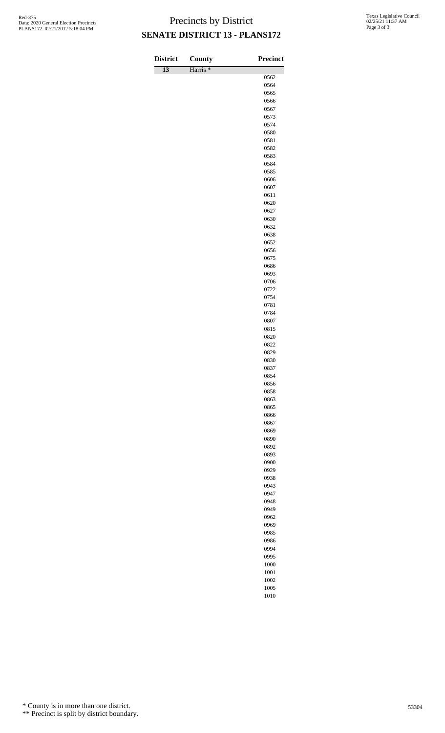# Precincts by District

## SENATE DISTRICT 13 - PLANS172

| District | County | Precinct |
| --- | --- | --- |
| 13 | Harris * | |
| | | 0562 |
| | | 0564 |
| | | 0565 |
| | | 0566 |
| | | 0567 |
| | | 0573 |
| | | 0574 |
| | | 0580 |
| | | 0581 |
| | | 0582 |
| | | 0583 |
| | | 0584 |
| | | 0585 |
| | | 0606 |
| | | 0607 |
| | | 0611 |
| | | 0620 |
| | | 0627 |
| | | 0630 |
| | | 0632 |
| | | 0638 |
| | | 0652 |
| | | 0656 |
| | | 0675 |
| | | 0686 |
| | | 0693 |
| | | 0706 |
| | | 0722 |
| | | 0754 |
| | | 0781 |
| | | 0784 |
| | | 0807 |
| | | 0815 |
| | | 0820 |
| | | 0822 |
| | | 0829 |
| | | 0830 |
| | | 0837 |
| | | 0854 |
| | | 0856 |
| | | 0858 |
| | | 0863 |
| | | 0865 |
| | | 0866 |
| | | 0867 |
| | | 0869 |
| | | 0890 |
| | | 0892 |
| | | 0893 |
| | | 0900 |
| | | 0929 |
| | | 0938 |
| | | 0943 |
| | | 0947 |
| | | 0948 |
| | | 0949 |
| | | 0962 |
| | | 0969 |
| | | 0985 |
| | | 0986 |
| | | 0994 |
| | | 0995 |
| | | 1000 |
| | | 1001 |
| | | 1002 |
| | | 1005 |
| | | 1010 |

\* County is in more than one district.

\*\* Precinct is split by district boundary.